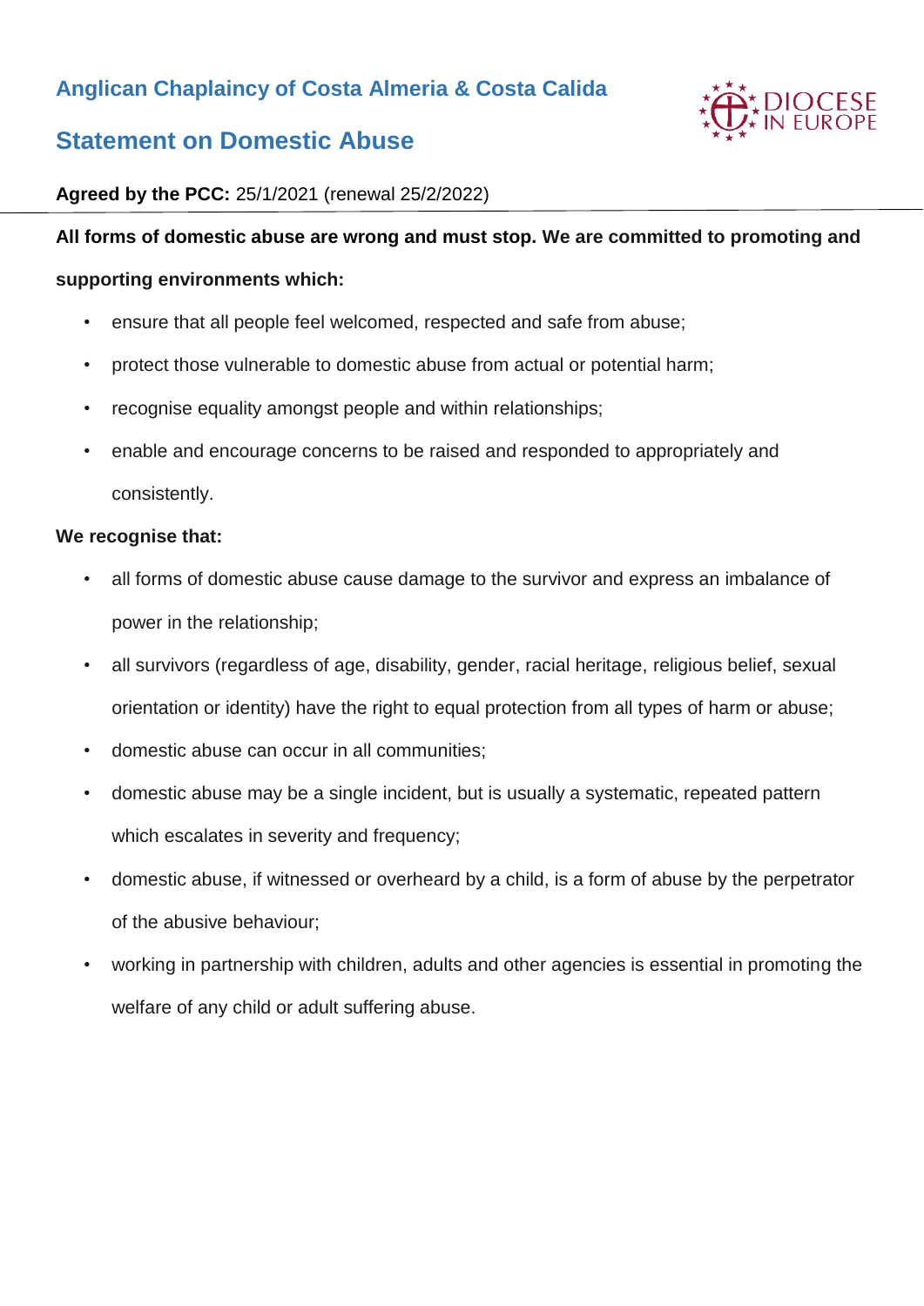## Anglican Chaplaincy of Costa Almeria & Costa Calida

# Statement on Domestic Abuse

**Agreed by the PCC:** 25/1/2021 (renewal 25/2/2022)

---

**All forms of domestic abuse are wrong and must stop. We are committed to promoting and supporting environments which:**

- ensure that all people feel welcomed, respected and safe from abuse;
- protect those vulnerable to domestic abuse from actual or potential harm;
- recognise equality amongst people and within relationships;
- enable and encourage concerns to be raised and responded to appropriately and consistently.

**We recognise that:**

- all forms of domestic abuse cause damage to the survivor and express an imbalance of power in the relationship;
- all survivors (regardless of age, disability, gender, racial heritage, religious belief, sexual orientation or identity) have the right to equal protection from all types of harm or abuse;
- domestic abuse can occur in all communities;
- domestic abuse may be a single incident, but is usually a systematic, repeated pattern which escalates in severity and frequency;
- domestic abuse, if witnessed or overheard by a child, is a form of abuse by the perpetrator of the abusive behaviour;
- working in partnership with children, adults and other agencies is essential in promoting the welfare of any child or adult suffering abuse.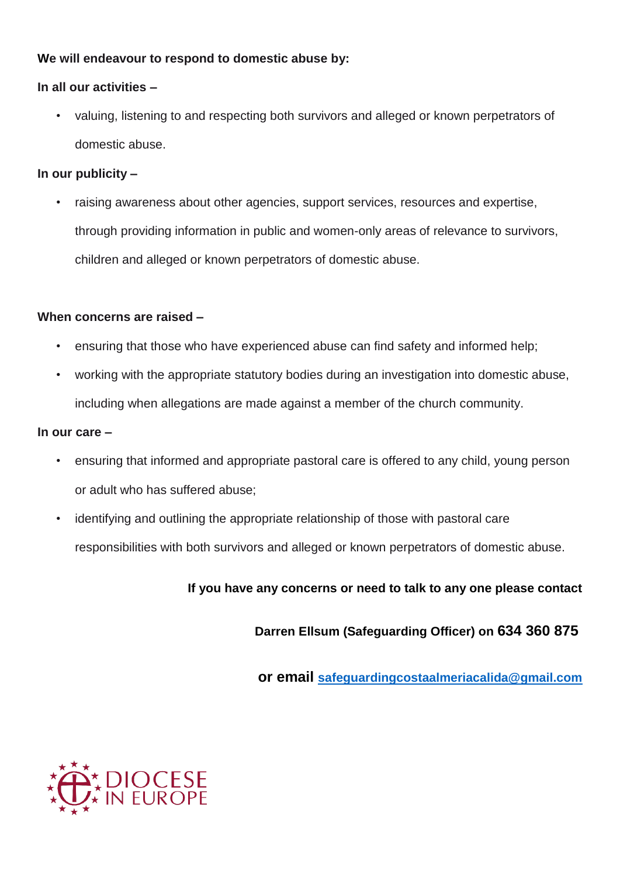**We will endeavour to respond to domestic abuse by:**

**In all our activities –**

- valuing, listening to and respecting both survivors and alleged or known perpetrators of domestic abuse.

**In our publicity –**

- raising awareness about other agencies, support services, resources and expertise, through providing information in public and women-only areas of relevance to survivors, children and alleged or known perpetrators of domestic abuse.

**When concerns are raised –**

- ensuring that those who have experienced abuse can find safety and informed help;
- working with the appropriate statutory bodies during an investigation into domestic abuse, including when allegations are made against a member of the church community.

**In our care –**

- ensuring that informed and appropriate pastoral care is offered to any child, young person or adult who has suffered abuse;
- identifying and outlining the appropriate relationship of those with pastoral care responsibilities with both survivors and alleged or known perpetrators of domestic abuse.

**If you have any concerns or need to talk to any one please contact**

**Darren Ellsum (Safeguarding Officer) on 634 360 875**

**or email [safeguardingcostaalmeriacalida@gmail.com](mailto:safeguardingcostaalmeriacalida@gmail.com)**

DIOCESE IN EUROPE